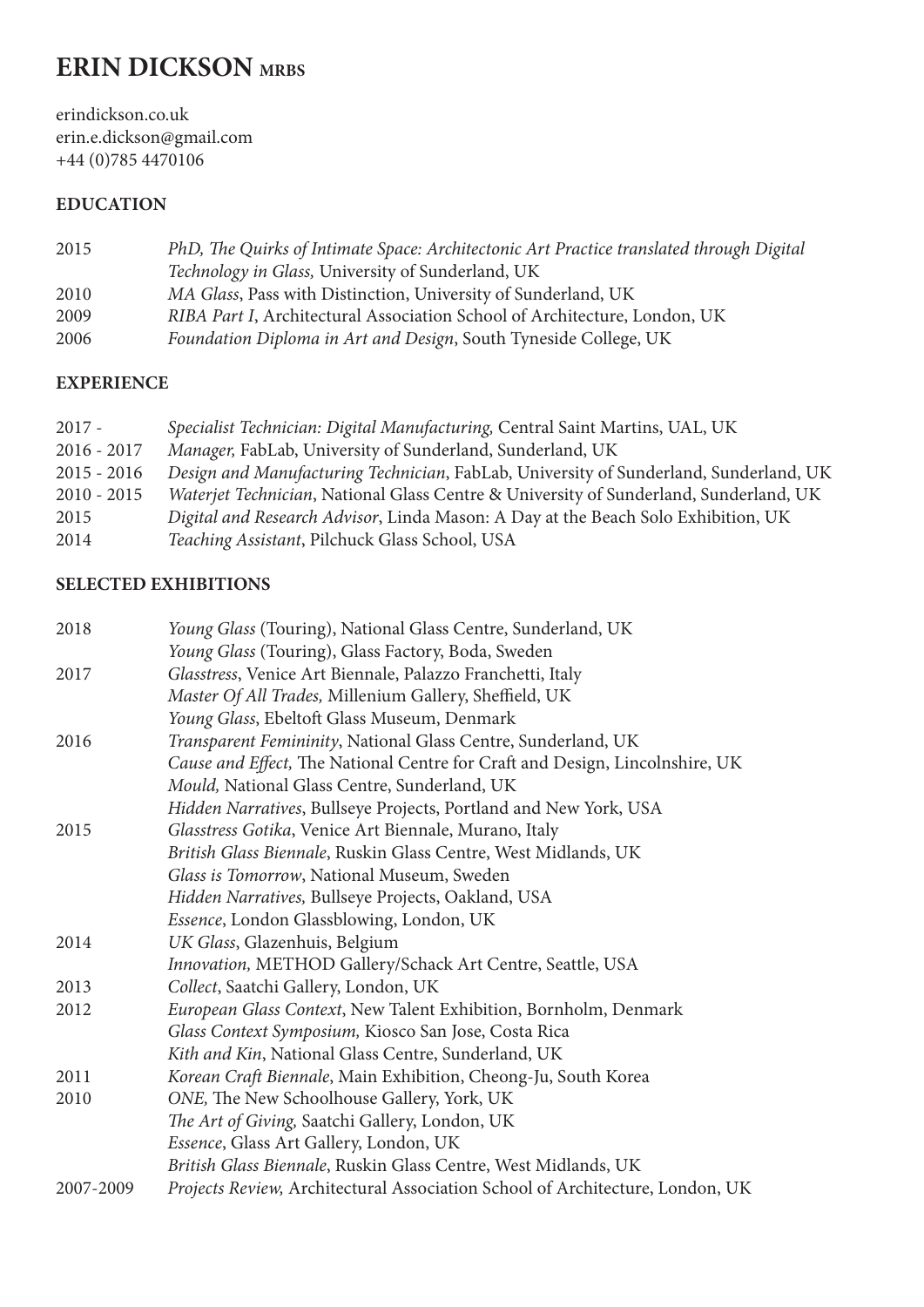# ERIN DICKSON MRBS

erindickson.co.uk
erin.e.dickson@gmail.com
+44 (0)785 4470106

## EDUCATION

| | |
|---|---|
| 2015 | *PhD, The Quirks of Intimate Space: Architectonic Art Practice translated through Digital Technology in Glass,* University of Sunderland, UK |
| 2010 | *MA Glass*, Pass with Distinction, University of Sunderland, UK |
| 2009 | *RIBA Part I*, Architectural Association School of Architecture, London, UK |
| 2006 | *Foundation Diploma in Art and Design*, South Tyneside College, UK |

## EXPERIENCE

| | |
|---|---|
| 2017 - | *Specialist Technician: Digital Manufacturing,* Central Saint Martins, UAL, UK |
| 2016 - 2017 | *Manager,* FabLab, University of Sunderland, Sunderland, UK |
| 2015 - 2016 | *Design and Manufacturing Technician*, FabLab, University of Sunderland, Sunderland, UK |
| 2010 - 2015 | *Waterjet Technician*, National Glass Centre & University of Sunderland, Sunderland, UK |
| 2015 | *Digital and Research Advisor*, Linda Mason: A Day at the Beach Solo Exhibition, UK |
| 2014 | *Teaching Assistant*, Pilchuck Glass School, USA |

## SELECTED EXHIBITIONS

| | |
|---|---|
| 2018 | *Young Glass* (Touring), National Glass Centre, Sunderland, UK |
| | *Young Glass* (Touring), Glass Factory, Boda, Sweden |
| 2017 | *Glasstress*, Venice Art Biennale, Palazzo Franchetti, Italy |
| | *Master Of All Trades,* Millenium Gallery, Sheffield, UK |
| | *Young Glass*, Ebeltoft Glass Museum, Denmark |
| 2016 | *Transparent Femininity*, National Glass Centre, Sunderland, UK |
| | *Cause and Effect,* The National Centre for Craft and Design, Lincolnshire, UK |
| | *Mould,* National Glass Centre, Sunderland, UK |
| | *Hidden Narratives*, Bullseye Projects, Portland and New York, USA |
| 2015 | *Glasstress Gotika*, Venice Art Biennale, Murano, Italy |
| | *British Glass Biennale*, Ruskin Glass Centre, West Midlands, UK |
| | *Glass is Tomorrow*, National Museum, Sweden |
| | *Hidden Narratives,* Bullseye Projects, Oakland, USA |
| | *Essence*, London Glassblowing, London, UK |
| 2014 | *UK Glass*, Glazenhuis, Belgium |
| | *Innovation,* METHOD Gallery/Schack Art Centre, Seattle, USA |
| 2013 | *Collect*, Saatchi Gallery, London, UK |
| 2012 | *European Glass Context*, New Talent Exhibition, Bornholm, Denmark |
| | *Glass Context Symposium,* Kiosco San Jose, Costa Rica |
| | *Kith and Kin*, National Glass Centre, Sunderland, UK |
| 2011 | *Korean Craft Biennale*, Main Exhibition, Cheong-Ju, South Korea |
| 2010 | *ONE,* The New Schoolhouse Gallery, York, UK |
| | *The Art of Giving,* Saatchi Gallery, London, UK |
| | *Essence*, Glass Art Gallery, London, UK |
| | *British Glass Biennale*, Ruskin Glass Centre, West Midlands, UK |
| 2007-2009 | *Projects Review,* Architectural Association School of Architecture, London, UK |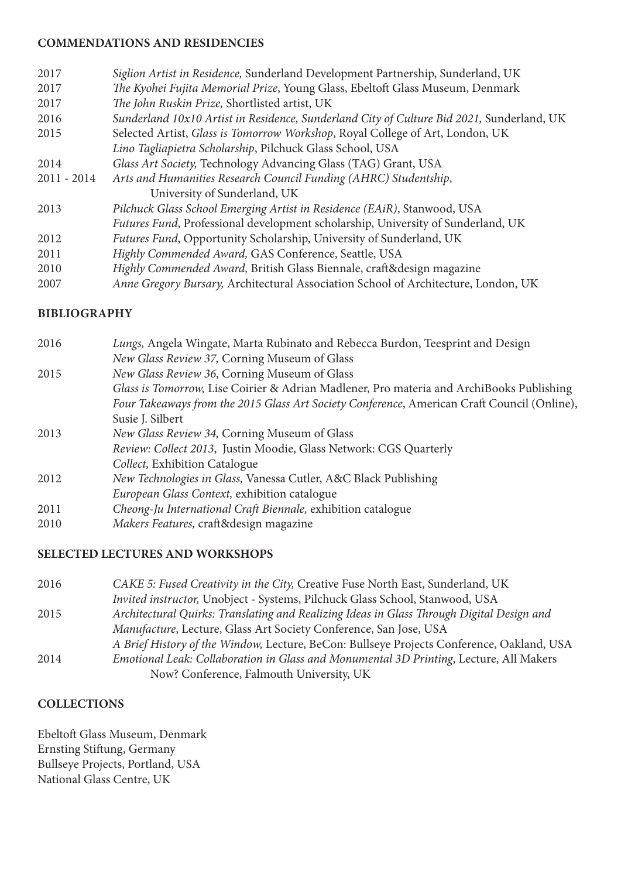## COMMENDATIONS AND RESIDENCIES

| | |
|---|---|
| 2017 | *Siglion Artist in Residence,* Sunderland Development Partnership, Sunderland, UK |
| 2017 | *The Kyohei Fujita Memorial Prize*, Young Glass, Ebeltoft Glass Museum, Denmark |
| 2017 | *The John Ruskin Prize,* Shortlisted artist, UK |
| 2016 | *Sunderland 10x10 Artist in Residence, Sunderland City of Culture Bid 2021,* Sunderland, UK |
| 2015 | Selected Artist, *Glass is Tomorrow Workshop*, Royal College of Art, London, UK |
| | *Lino Tagliapietra Scholarship*, Pilchuck Glass School, USA |
| 2014 | *Glass Art Society,* Technology Advancing Glass (TAG) Grant, USA |
| 2011 - 2014 | *Arts and Humanities Research Council Funding (AHRC) Studentship*, University of Sunderland, UK |
| 2013 | *Pilchuck Glass School Emerging Artist in Residence (EAiR)*, Stanwood, USA |
| | *Futures Fund*, Professional development scholarship, University of Sunderland, UK |
| 2012 | *Futures Fund*, Opportunity Scholarship, University of Sunderland, UK |
| 2011 | *Highly Commended Award,* GAS Conference, Seattle, USA |
| 2010 | *Highly Commended Award,* British Glass Biennale, craft&design magazine |
| 2007 | *Anne Gregory Bursary,* Architectural Association School of Architecture, London, UK |

## BIBLIOGRAPHY

| | |
|---|---|
| 2016 | *Lungs,* Angela Wingate, Marta Rubinato and Rebecca Burdon, Teesprint and Design |
| | *New Glass Review 37,* Corning Museum of Glass |
| 2015 | *New Glass Review 36*, Corning Museum of Glass |
| | *Glass is Tomorrow,* Lise Coirier & Adrian Madlener, Pro materia and ArchiBooks Publishing |
| | *Four Takeaways from the 2015 Glass Art Society Conference*, American Craft Council (Online), Susie J. Silbert |
| 2013 | *New Glass Review 34,* Corning Museum of Glass |
| | *Review: Collect 2013*, Justin Moodie, Glass Network: CGS Quarterly |
| | *Collect,* Exhibition Catalogue |
| 2012 | *New Technologies in Glass,* Vanessa Cutler, A&C Black Publishing |
| | *European Glass Context,* exhibition catalogue |
| 2011 | *Cheong-Ju International Craft Biennale,* exhibition catalogue |
| 2010 | *Makers Features,* craft&design magazine |

## SELECTED LECTURES AND WORKSHOPS

| | |
|---|---|
| 2016 | *CAKE 5: Fused Creativity in the City,* Creative Fuse North East, Sunderland, UK |
| | *Invited instructor,* Unobject - Systems, Pilchuck Glass School, Stanwood, USA |
| 2015 | *Architectural Quirks: Translating and Realizing Ideas in Glass Through Digital Design and Manufacture*, Lecture, Glass Art Society Conference, San Jose, USA |
| | *A Brief History of the Window,* Lecture, BeCon: Bullseye Projects Conference, Oakland, USA |
| 2014 | *Emotional Leak: Collaboration in Glass and Monumental 3D Printing*, Lecture, All Makers Now? Conference, Falmouth University, UK |

## COLLECTIONS

Ebeltoft Glass Museum, Denmark
Ernsting Stiftung, Germany
Bullseye Projects, Portland, USA
National Glass Centre, UK